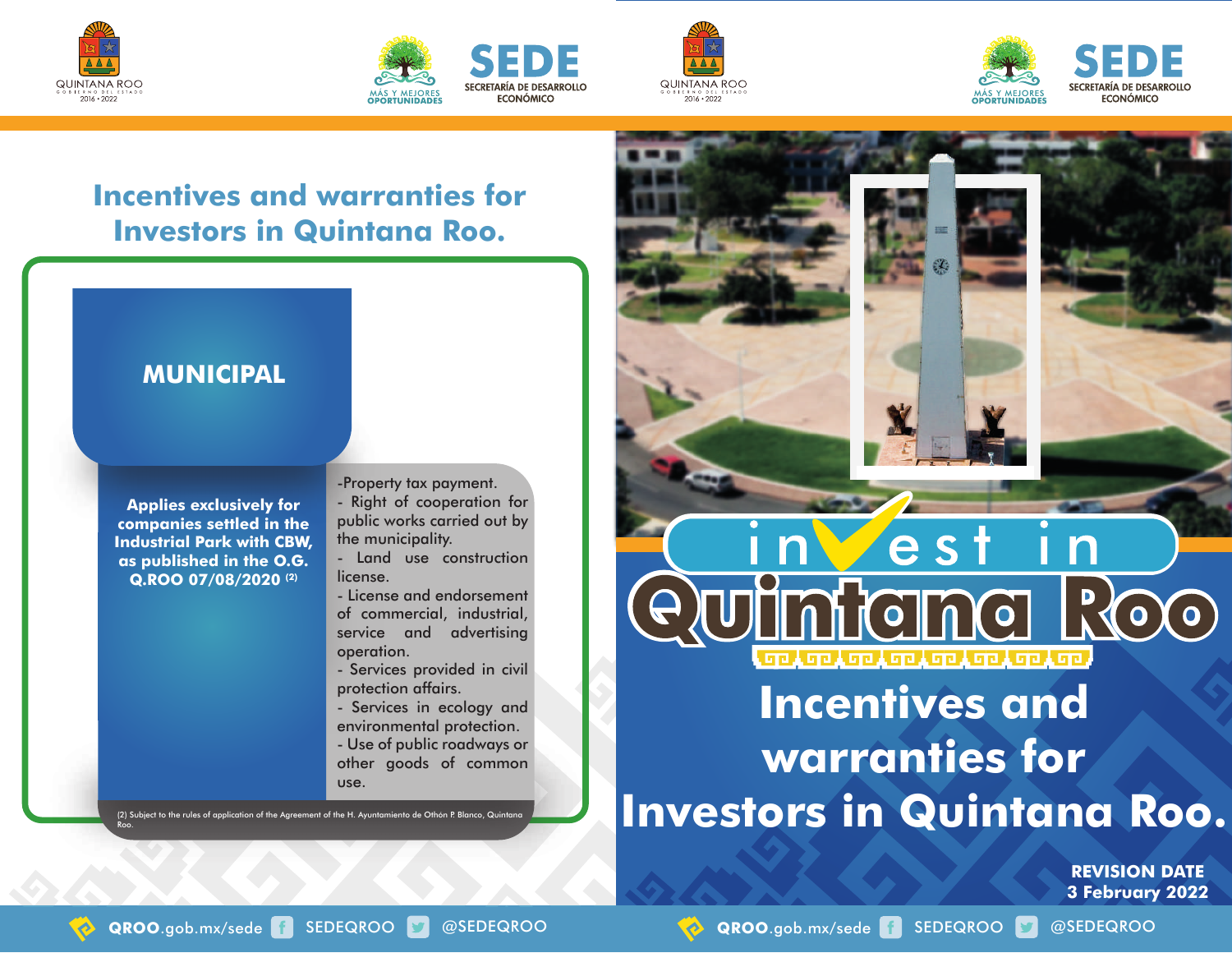## Incentives and warranties for Investors in Quintana Roo.

### MUNICIPAL

| Applies exclusively for companies settled in the Industrial Park with CBW, as published in the O.G. Q.ROO 07/08/2020 (2) | -Property tax payment.<br>- Right of cooperation for public works carried out by the municipality.<br>- Land use construction license.<br>- License and endorsement of commercial, industrial, service and advertising operation.<br>- Services provided in civil protection affairs.<br>- Services in ecology and environmental protection.<br>- Use of public roadways or other goods of common use. |
|---|---|

(2) Subject to the rules of application of the Agreement of the H. Ayuntamiento de Othón P. Blanco, Quintana Roo.

# invest in Quintana Roo

## Incentives and warranties for Investors in Quintana Roo.

**REVISION DATE**
**3 February 2022**

QROO.gob.mx/sede SEDEQROO @SEDEQROO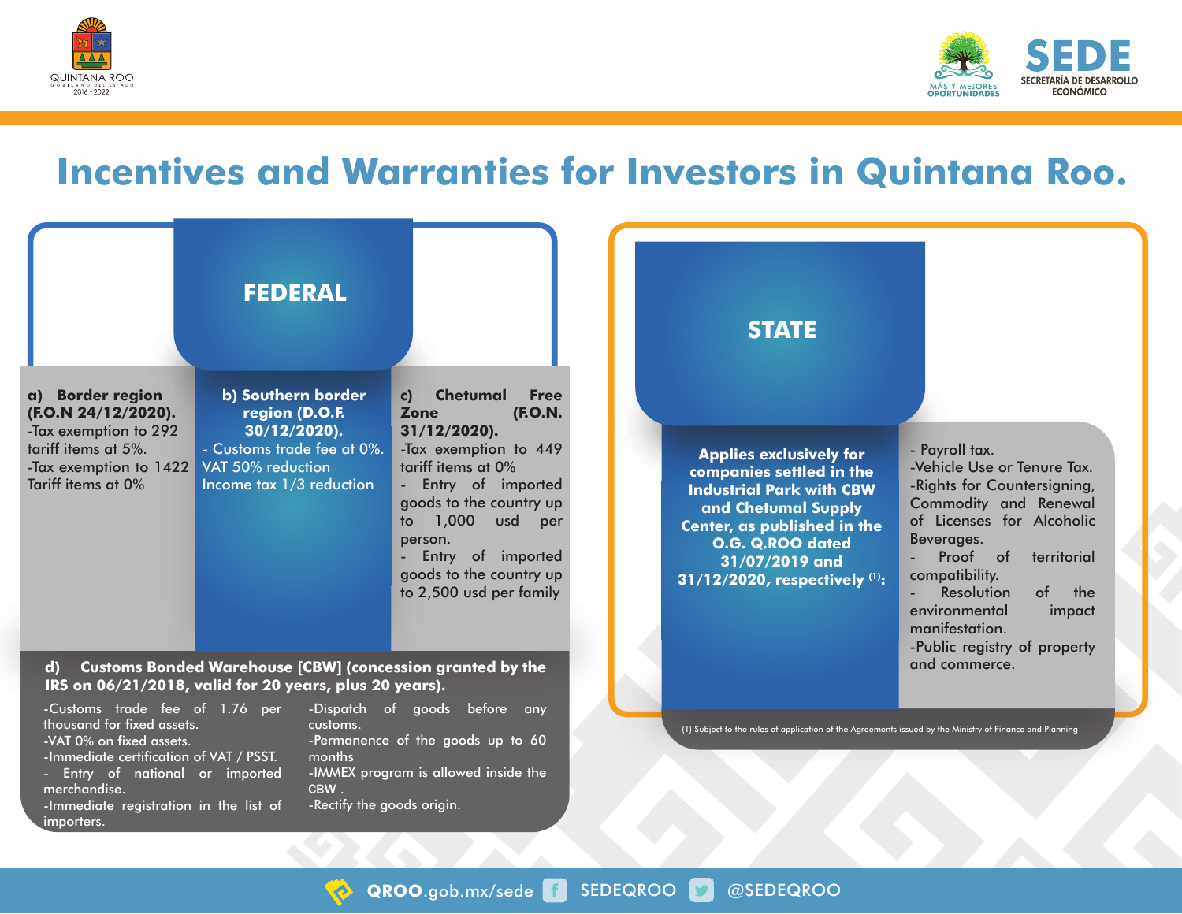# Incentives and Warranties for Investors in Quintana Roo.

## FEDERAL

**a) Border region (F.O.N 24/12/2020).**

-Tax exemption to 292 tariff items at 5%.

-Tax exemption to 1422 Tariff items at 0%

**b) Southern border region (D.O.F. 30/12/2020).**

- Customs trade fee at 0%.

VAT 50% reduction

Income tax 1/3 reduction

**c) Chetumal Free Zone (F.O.N. 31/12/2020).**

-Tax exemption to 449 tariff items at 0%

- Entry of imported goods to the country up to 1,000 usd per person.

- Entry of imported goods to the country up to 2,500 usd per family

**d) Customs Bonded Warehouse [CBW] (concession granted by the IRS on 06/21/2018, valid for 20 years, plus 20 years).**

-Customs trade fee of 1.76 per thousand for fixed assets.

-VAT 0% on fixed assets.

-Immediate certification of VAT / PSST.

- Entry of national or imported merchandise.

-Immediate registration in the list of importers.

-Dispatch of goods before any customs.

-Permanence of the goods up to 60 months

-IMMEX program is allowed inside the CBW .

-Rectify the goods origin.

## STATE

**Applies exclusively for companies settled in the Industrial Park with CBW and Chetumal Supply Center, as published in the O.G. Q.ROO dated 31/07/2019 and 31/12/2020, respectively [(1)]:**

- Payroll tax.

-Vehicle Use or Tenure Tax.

-Rights for Countersigning, Commodity and Renewal of Licenses for Alcoholic Beverages.

- Proof of territorial compatibility.

- Resolution of the environmental impact manifestation.

-Public registry of property and commerce.

(1) Subject to the rules of application of the Agreements issued by the Ministry of Finance and Planning

QROO.gob.mx/sede SEDEQROO @SEDEQROO